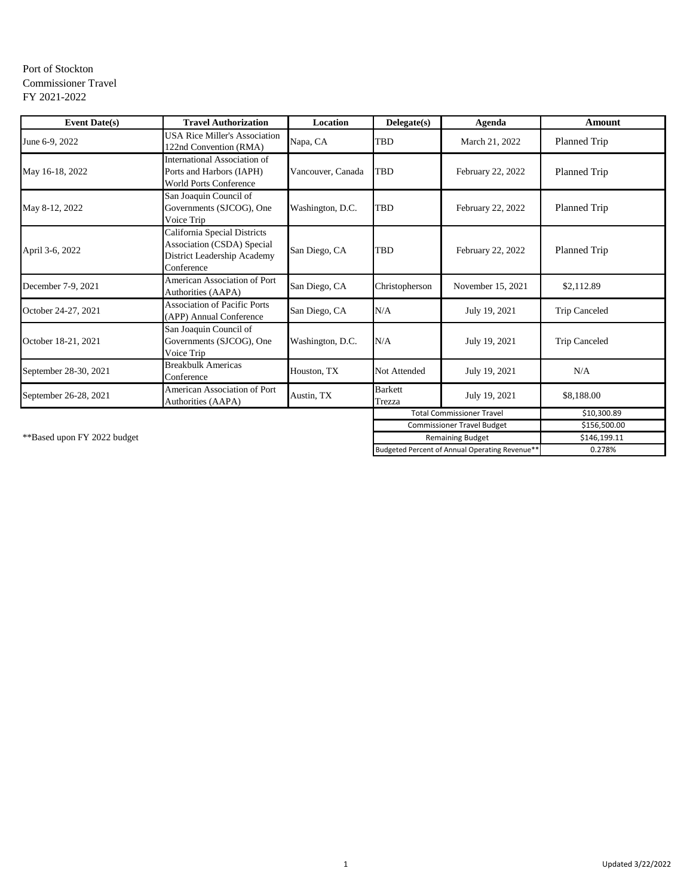Port of Stockton
Commissioner Travel
FY 2021-2022

| Event Date(s) | Travel Authorization | Location | Delegate(s) | Agenda | Amount |
|---|---|---|---|---|---|
| June 6-9, 2022 | USA Rice Miller's Association 122nd Convention (RMA) | Napa, CA | TBD | March 21, 2022 | Planned Trip |
| May 16-18, 2022 | International Association of Ports and Harbors (IAPH) World Ports Conference | Vancouver, Canada | TBD | February 22, 2022 | Planned Trip |
| May 8-12, 2022 | San Joaquin Council of Governments (SJCOG), One Voice Trip | Washington, D.C. | TBD | February 22, 2022 | Planned Trip |
| April 3-6, 2022 | California Special Districts Association (CSDA) Special District Leadership Academy Conference | San Diego, CA | TBD | February 22, 2022 | Planned Trip |
| December 7-9, 2021 | American Association of Port Authorities (AAPA) | San Diego, CA | Christopherson | November 15, 2021 | $2,112.89 |
| October 24-27, 2021 | Association of Pacific Ports (APP) Annual Conference | San Diego, CA | N/A | July 19, 2021 | Trip Canceled |
| October 18-21, 2021 | San Joaquin Council of Governments (SJCOG), One Voice Trip | Washington, D.C. | N/A | July 19, 2021 | Trip Canceled |
| September 28-30, 2021 | Breakbulk Americas Conference | Houston, TX | Not Attended | July 19, 2021 | N/A |
| September 26-28, 2021 | American Association of Port Authorities (AAPA) | Austin, TX | Barkett Trezza | July 19, 2021 | $8,188.00 |
| | | | Total Commissioner Travel | | $10,300.89 |
| | | | Commissioner Travel Budget | | $156,500.00 |
| | | | Remaining Budget | | $146,199.11 |
| | | | Budgeted Percent of Annual Operating Revenue** | | 0.278% |

**Based upon FY 2022 budget

Updated 3/22/2022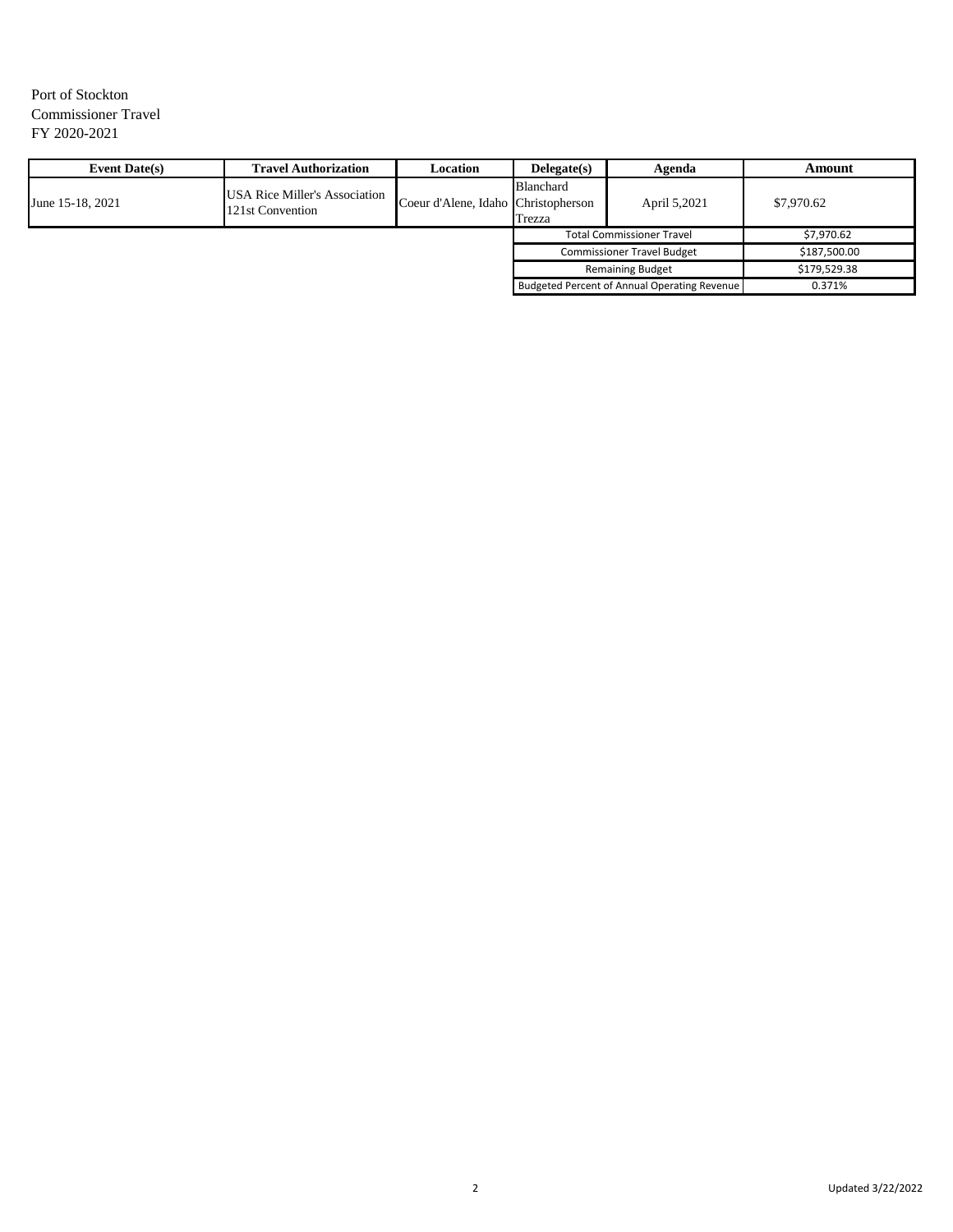Port of Stockton
Commissioner Travel
FY 2020-2021

| Event Date(s) | Travel Authorization | Location | Delegate(s) | Agenda | Amount |
|---|---|---|---|---|---|
| June 15-18, 2021 | USA Rice Miller's Association 121st Convention | Coeur d'Alene, Idaho | Blanchard Christopherson Trezza | April 5,2021 | $7,970.62 |
| | | | Total Commissioner Travel | | $7,970.62 |
| | | | Commissioner Travel Budget | | $187,500.00 |
| | | | Remaining Budget | | $179,529.38 |
| | | | Budgeted Percent of Annual Operating Revenue | | 0.371% |

Updated 3/22/2022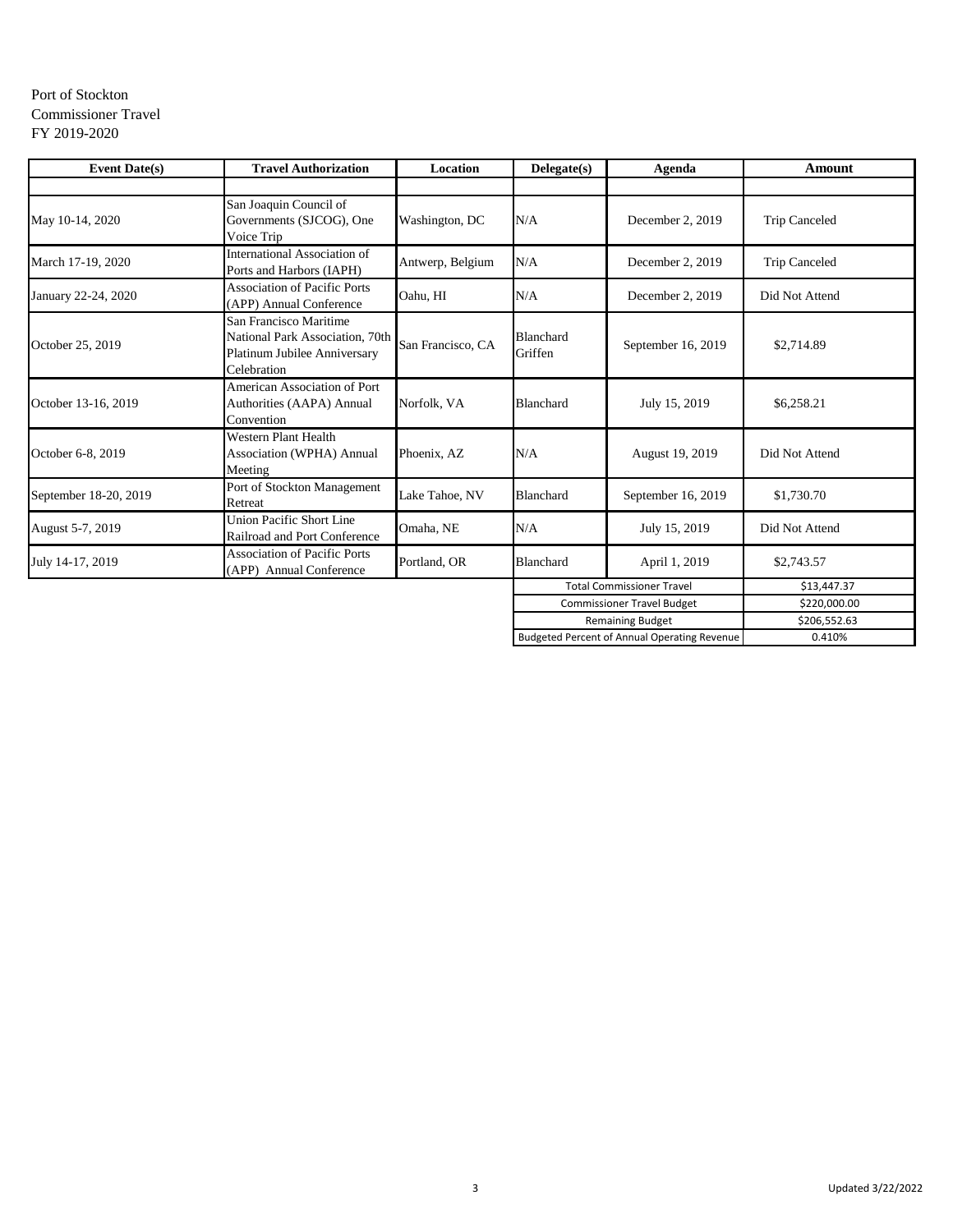Port of Stockton
Commissioner Travel
FY 2019-2020

| Event Date(s) | Travel Authorization | Location | Delegate(s) | Agenda | Amount |
|---|---|---|---|---|---|
| | | | | | |
| May 10-14, 2020 | San Joaquin Council of Governments (SJCOG), One Voice Trip | Washington, DC | N/A | December 2, 2019 | Trip Canceled |
| March 17-19, 2020 | International Association of Ports and Harbors (IAPH) | Antwerp, Belgium | N/A | December 2, 2019 | Trip Canceled |
| January 22-24, 2020 | Association of Pacific Ports (APP) Annual Conference | Oahu, HI | N/A | December 2, 2019 | Did Not Attend |
| October 25, 2019 | San Francisco Maritime National Park Association, 70th Platinum Jubilee Anniversary Celebration | San Francisco, CA | Blanchard Griffen | September 16, 2019 | $2,714.89 |
| October 13-16, 2019 | American Association of Port Authorities (AAPA) Annual Convention | Norfolk, VA | Blanchard | July 15, 2019 | $6,258.21 |
| October 6-8, 2019 | Western Plant Health Association (WPHA) Annual Meeting | Phoenix, AZ | N/A | August 19, 2019 | Did Not Attend |
| September 18-20, 2019 | Port of Stockton Management Retreat | Lake Tahoe, NV | Blanchard | September 16, 2019 | $1,730.70 |
| August 5-7, 2019 | Union Pacific Short Line Railroad and Port Conference | Omaha, NE | N/A | July 15, 2019 | Did Not Attend |
| July 14-17, 2019 | Association of Pacific Ports (APP) Annual Conference | Portland, OR | Blanchard | April 1, 2019 | $2,743.57 |
| | | | Total Commissioner Travel | | $13,447.37 |
| | | | Commissioner Travel Budget | | $220,000.00 |
| | | | Remaining Budget | | $206,552.63 |
| | | | Budgeted Percent of Annual Operating Revenue | | 0.410% |

Updated 3/22/2022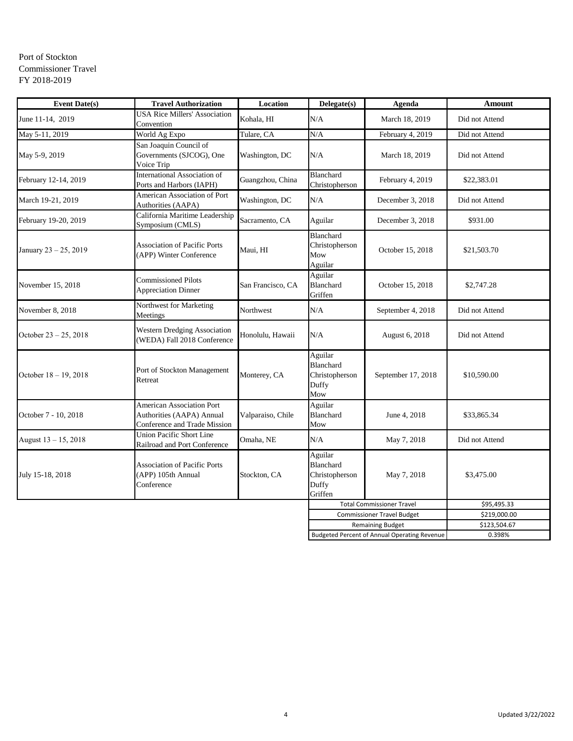Port of Stockton
Commissioner Travel
FY 2018-2019

| Event Date(s) | Travel Authorization | Location | Delegate(s) | Agenda | Amount |
|---|---|---|---|---|---|
| June 11-14, 2019 | USA Rice Millers' Association Convention | Kohala, HI | N/A | March 18, 2019 | Did not Attend |
| May 5-11, 2019 | World Ag Expo | Tulare, CA | N/A | February 4, 2019 | Did not Attend |
| May 5-9, 2019 | San Joaquin Council of Governments (SJCOG), One Voice Trip | Washington, DC | N/A | March 18, 2019 | Did not Attend |
| February 12-14, 2019 | International Association of Ports and Harbors (IAPH) | Guangzhou, China | Blanchard<br>Christopherson | February 4, 2019 | $22,383.01 |
| March 19-21, 2019 | American Association of Port Authorities (AAPA) | Washington, DC | N/A | December 3, 2018 | Did not Attend |
| February 19-20, 2019 | California Maritime Leadership Symposium (CMLS) | Sacramento, CA | Aguilar | December 3, 2018 | $931.00 |
| January 23 – 25, 2019 | Association of Pacific Ports (APP) Winter Conference | Maui, HI | Blanchard<br>Christopherson<br>Mow<br>Aguilar | October 15, 2018 | $21,503.70 |
| November 15, 2018 | Commissioned Pilots Appreciation Dinner | San Francisco, CA | Aguilar<br>Blanchard<br>Griffen | October 15, 2018 | $2,747.28 |
| November 8, 2018 | Northwest for Marketing Meetings | Northwest | N/A | September 4, 2018 | Did not Attend |
| October 23 – 25, 2018 | Western Dredging Association (WEDA) Fall 2018 Conference | Honolulu, Hawaii | N/A | August 6, 2018 | Did not Attend |
| October 18 – 19, 2018 | Port of Stockton Management Retreat | Monterey, CA | Aguilar<br>Blanchard<br>Christopherson<br>Duffy<br>Mow | September 17, 2018 | $10,590.00 |
| October 7 - 10, 2018 | American Association Port Authorities (AAPA) Annual Conference and Trade Mission | Valparaiso, Chile | Aguilar<br>Blanchard<br>Mow | June 4, 2018 | $33,865.34 |
| August 13 – 15, 2018 | Union Pacific Short Line Railroad and Port Conference | Omaha, NE | N/A | May 7, 2018 | Did not Attend |
| July 15-18, 2018 | Association of Pacific Ports (APP) 105th Annual Conference | Stockton, CA | Aguilar<br>Blanchard<br>Christopherson<br>Duffy<br>Griffen | May 7, 2018 | $3,475.00 |
| | | | Total Commissioner Travel | | $95,495.33 |
| | | | Commissioner Travel Budget | | $219,000.00 |
| | | | Remaining Budget | | $123,504.67 |
| | | | Budgeted Percent of Annual Operating Revenue | | 0.398% |

Updated 3/22/2022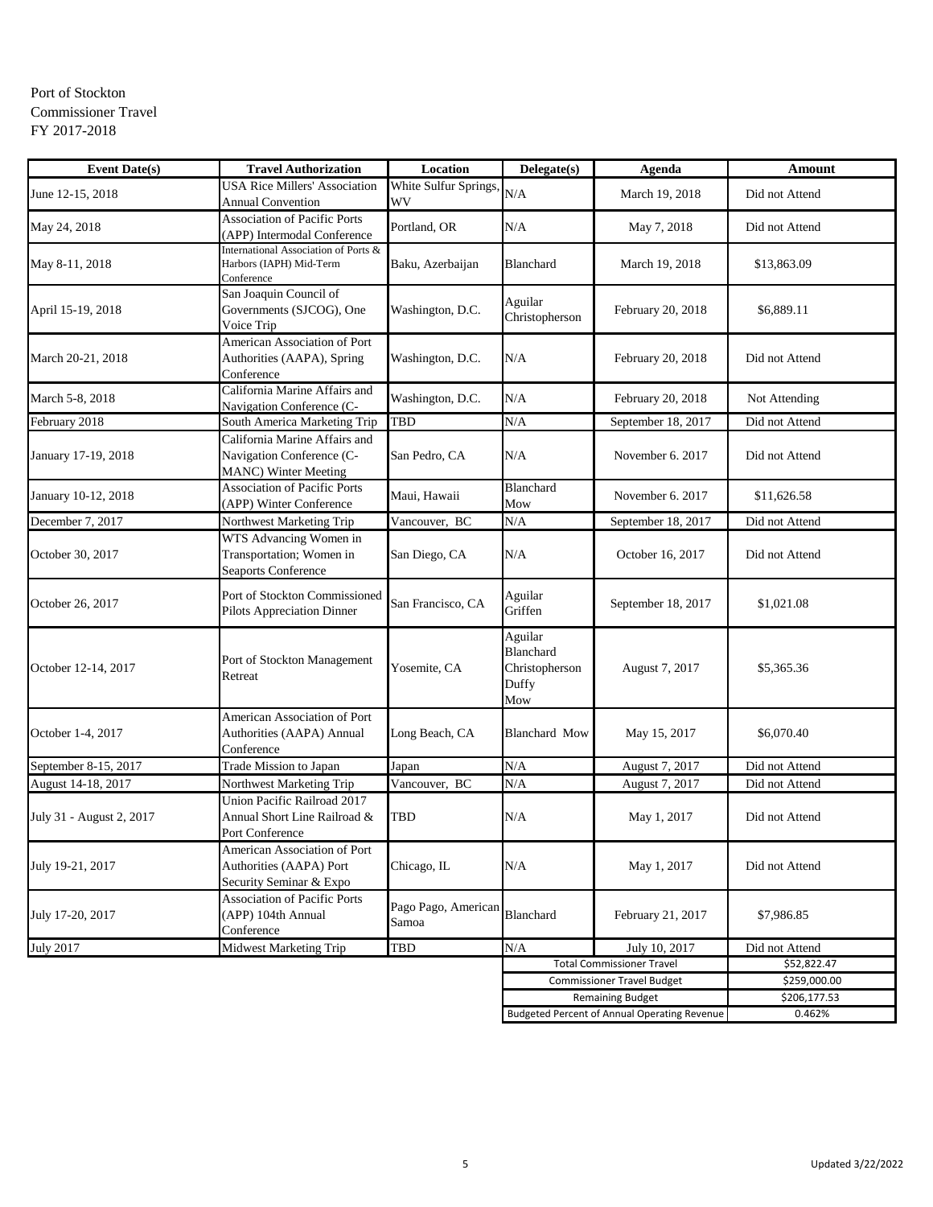Port of Stockton
Commissioner Travel
FY 2017-2018

| Event Date(s) | Travel Authorization | Location | Delegate(s) | Agenda | Amount |
|---|---|---|---|---|---|
| June 12-15, 2018 | USA Rice Millers' Association Annual Convention | White Sulfur Springs, WV | N/A | March 19, 2018 | Did not Attend |
| May 24, 2018 | Association of Pacific Ports (APP) Intermodal Conference | Portland, OR | N/A | May 7, 2018 | Did not Attend |
| May 8-11, 2018 | International Association of Ports & Harbors (IAPH) Mid-Term Conference | Baku, Azerbaijan | Blanchard | March 19, 2018 | $13,863.09 |
| April 15-19, 2018 | San Joaquin Council of Governments (SJCOG), One Voice Trip | Washington, D.C. | Aguilar Christopherson | February 20, 2018 | $6,889.11 |
| March 20-21, 2018 | American Association of Port Authorities (AAPA), Spring Conference | Washington, D.C. | N/A | February 20, 2018 | Did not Attend |
| March 5-8, 2018 | California Marine Affairs and Navigation Conference (C- | Washington, D.C. | N/A | February 20, 2018 | Not Attending |
| February 2018 | South America Marketing Trip | TBD | N/A | September 18, 2017 | Did not Attend |
| January 17-19, 2018 | California Marine Affairs and Navigation Conference (C-MANC) Winter Meeting | San Pedro, CA | N/A | November 6. 2017 | Did not Attend |
| January 10-12, 2018 | Association of Pacific Ports (APP) Winter Conference | Maui, Hawaii | Blanchard Mow | November 6. 2017 | $11,626.58 |
| December 7, 2017 | Northwest Marketing Trip | Vancouver, BC | N/A | September 18, 2017 | Did not Attend |
| October 30, 2017 | WTS Advancing Women in Transportation; Women in Seaports Conference | San Diego, CA | N/A | October 16, 2017 | Did not Attend |
| October 26, 2017 | Port of Stockton Commissioned Pilots Appreciation Dinner | San Francisco, CA | Aguilar Griffen | September 18, 2017 | $1,021.08 |
| October 12-14, 2017 | Port of Stockton Management Retreat | Yosemite, CA | Aguilar Blanchard Christopherson Duffy Mow | August 7, 2017 | $5,365.36 |
| October 1-4, 2017 | American Association of Port Authorities (AAPA) Annual Conference | Long Beach, CA | Blanchard Mow | May 15, 2017 | $6,070.40 |
| September 8-15, 2017 | Trade Mission to Japan | Japan | N/A | August 7, 2017 | Did not Attend |
| August 14-18, 2017 | Northwest Marketing Trip | Vancouver, BC | N/A | August 7, 2017 | Did not Attend |
| July 31 - August 2, 2017 | Union Pacific Railroad 2017 Annual Short Line Railroad & Port Conference | TBD | N/A | May 1, 2017 | Did not Attend |
| July 19-21, 2017 | American Association of Port Authorities (AAPA) Port Security Seminar & Expo | Chicago, IL | N/A | May 1, 2017 | Did not Attend |
| July 17-20, 2017 | Association of Pacific Ports (APP) 104th Annual Conference | Pago Pago, American Samoa | Blanchard | February 21, 2017 | $7,986.85 |
| July 2017 | Midwest Marketing Trip | TBD | N/A | July 10, 2017 | Did not Attend |
| | | | Total Commissioner Travel | | $52,822.47 |
| | | | Commissioner Travel Budget | | $259,000.00 |
| | | | Remaining Budget | | $206,177.53 |
| | | | Budgeted Percent of Annual Operating Revenue | | 0.462% |

Updated 3/22/2022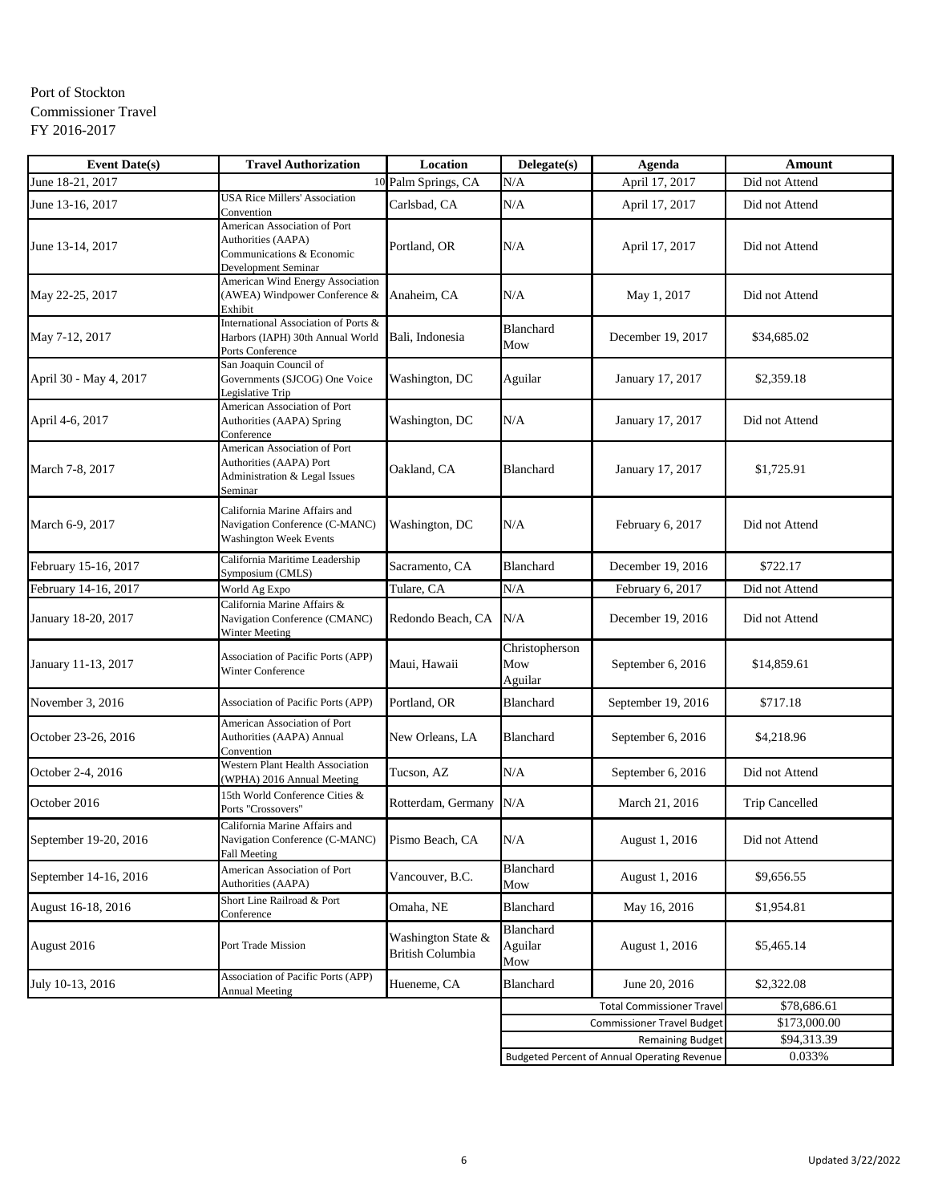Port of Stockton
Commissioner Travel
FY 2016-2017

| Event Date(s) | Travel Authorization | Location | Delegate(s) | Agenda | Amount |
|---|---|---|---|---|---|
| June 18-21, 2017 | 10 | Palm Springs, CA | N/A | April 17, 2017 | Did not Attend |
| June 13-16, 2017 | USA Rice Millers' Association Convention | Carlsbad, CA | N/A | April 17, 2017 | Did not Attend |
| June 13-14, 2017 | American Association of Port Authorities (AAPA) Communications & Economic Development Seminar | Portland, OR | N/A | April 17, 2017 | Did not Attend |
| May 22-25, 2017 | American Wind Energy Association (AWEA) Windpower Conference & Exhibit | Anaheim, CA | N/A | May 1, 2017 | Did not Attend |
| May 7-12, 2017 | International Association of Ports & Harbors (IAPH) 30th Annual World Ports Conference | Bali, Indonesia | Blanchard Mow | December 19, 2017 | $34,685.02 |
| April 30 - May 4, 2017 | San Joaquin Council of Governments (SJCOG) One Voice Legislative Trip | Washington, DC | Aguilar | January 17, 2017 | $2,359.18 |
| April 4-6, 2017 | American Association of Port Authorities (AAPA) Spring Conference | Washington, DC | N/A | January 17, 2017 | Did not Attend |
| March 7-8, 2017 | American Association of Port Authorities (AAPA) Port Administration & Legal Issues Seminar | Oakland, CA | Blanchard | January 17, 2017 | $1,725.91 |
| March 6-9, 2017 | California Marine Affairs and Navigation Conference (C-MANC) Washington Week Events | Washington, DC | N/A | February 6, 2017 | Did not Attend |
| February 15-16, 2017 | California Maritime Leadership Symposium (CMLS) | Sacramento, CA | Blanchard | December 19, 2016 | $722.17 |
| February 14-16, 2017 | World Ag Expo | Tulare, CA | N/A | February 6, 2017 | Did not Attend |
| January 18-20, 2017 | California Marine Affairs & Navigation Conference (CMANC) Winter Meeting | Redondo Beach, CA | N/A | December 19, 2016 | Did not Attend |
| January 11-13, 2017 | Association of Pacific Ports (APP) Winter Conference | Maui, Hawaii | Christopherson Mow Aguilar | September 6, 2016 | $14,859.61 |
| November 3, 2016 | Association of Pacific Ports (APP) | Portland, OR | Blanchard | September 19, 2016 | $717.18 |
| October 23-26, 2016 | American Association of Port Authorities (AAPA) Annual Convention | New Orleans, LA | Blanchard | September 6, 2016 | $4,218.96 |
| October 2-4, 2016 | Western Plant Health Association (WPHA) 2016 Annual Meeting | Tucson, AZ | N/A | September 6, 2016 | Did not Attend |
| October 2016 | 15th World Conference Cities & Ports "Crossovers" | Rotterdam, Germany | N/A | March 21, 2016 | Trip Cancelled |
| September 19-20, 2016 | California Marine Affairs and Navigation Conference (C-MANC) Fall Meeting | Pismo Beach, CA | N/A | August 1, 2016 | Did not Attend |
| September 14-16, 2016 | American Association of Port Authorities (AAPA) | Vancouver, B.C. | Blanchard Mow | August 1, 2016 | $9,656.55 |
| August 16-18, 2016 | Short Line Railroad & Port Conference | Omaha, NE | Blanchard | May 16, 2016 | $1,954.81 |
| August 2016 | Port Trade Mission | Washington State & British Columbia | Blanchard Aguilar Mow | August 1, 2016 | $5,465.14 |
| July 10-13, 2016 | Association of Pacific Ports (APP) Annual Meeting | Hueneme, CA | Blanchard | June 20, 2016 | $2,322.08 |
| | | | | Total Commissioner Travel | $78,686.61 |
| | | | | Commissioner Travel Budget | $173,000.00 |
| | | | | Remaining Budget | $94,313.39 |
| | | | | Budgeted Percent of Annual Operating Revenue | 0.033% |

Updated 3/22/2022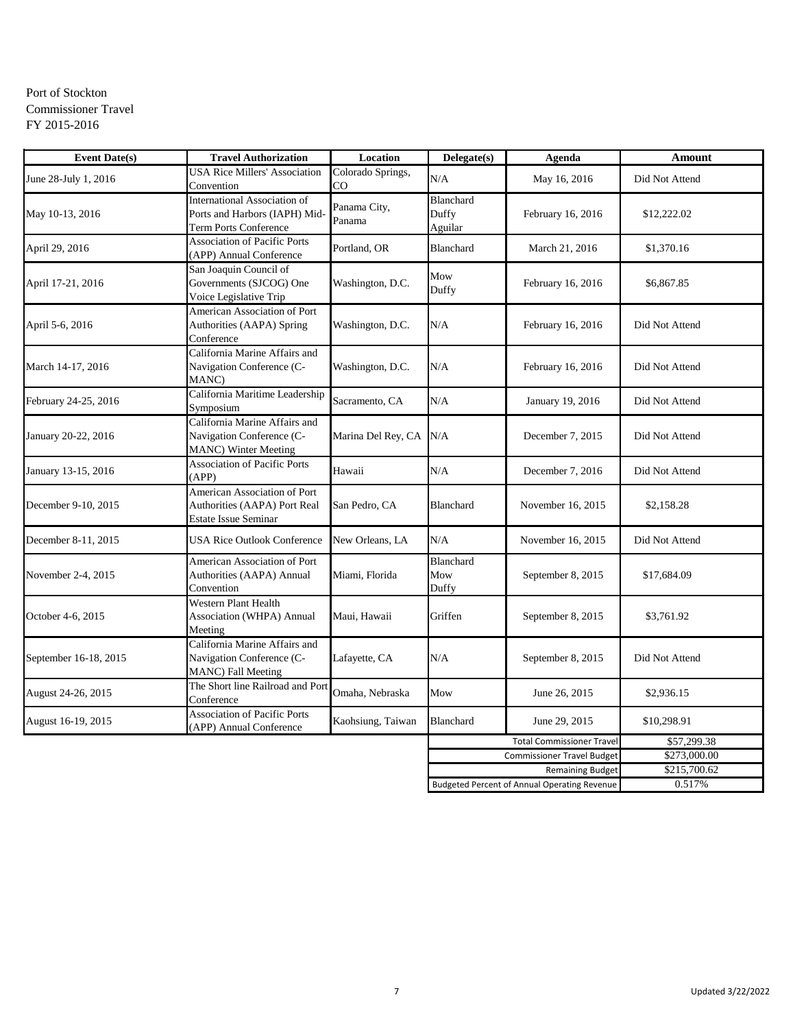Port of Stockton
Commissioner Travel
FY 2015-2016

| Event Date(s) | Travel Authorization | Location | Delegate(s) | Agenda | Amount |
|---|---|---|---|---|---|
| June 28-July 1, 2016 | USA Rice Millers' Association Convention | Colorado Springs, CO | N/A | May 16, 2016 | Did Not Attend |
| May 10-13, 2016 | International Association of Ports and Harbors (IAPH) Mid-Term Ports Conference | Panama City, Panama | Blanchard Duffy Aguilar | February 16, 2016 | $12,222.02 |
| April 29, 2016 | Association of Pacific Ports (APP) Annual Conference | Portland, OR | Blanchard | March 21, 2016 | $1,370.16 |
| April 17-21, 2016 | San Joaquin Council of Governments (SJCOG) One Voice Legislative Trip | Washington, D.C. | Mow Duffy | February 16, 2016 | $6,867.85 |
| April 5-6, 2016 | American Association of Port Authorities (AAPA) Spring Conference | Washington, D.C. | N/A | February 16, 2016 | Did Not Attend |
| March 14-17, 2016 | California Marine Affairs and Navigation Conference (C-MANC) | Washington, D.C. | N/A | February 16, 2016 | Did Not Attend |
| February 24-25, 2016 | California Maritime Leadership Symposium | Sacramento, CA | N/A | January 19, 2016 | Did Not Attend |
| January 20-22, 2016 | California Marine Affairs and Navigation Conference (C-MANC) Winter Meeting | Marina Del Rey, CA | N/A | December 7, 2015 | Did Not Attend |
| January 13-15, 2016 | Association of Pacific Ports (APP) | Hawaii | N/A | December 7, 2016 | Did Not Attend |
| December 9-10, 2015 | American Association of Port Authorities (AAPA) Port Real Estate Issue Seminar | San Pedro, CA | Blanchard | November 16, 2015 | $2,158.28 |
| December 8-11, 2015 | USA Rice Outlook Conference | New Orleans, LA | N/A | November 16, 2015 | Did Not Attend |
| November 2-4, 2015 | American Association of Port Authorities (AAPA) Annual Convention | Miami, Florida | Blanchard Mow Duffy | September 8, 2015 | $17,684.09 |
| October 4-6, 2015 | Western Plant Health Association (WHPA) Annual Meeting | Maui, Hawaii | Griffen | September 8, 2015 | $3,761.92 |
| September 16-18, 2015 | California Marine Affairs and Navigation Conference (C-MANC) Fall Meeting | Lafayette, CA | N/A | September 8, 2015 | Did Not Attend |
| August 24-26, 2015 | The Short line Railroad and Port Conference | Omaha, Nebraska | Mow | June 26, 2015 | $2,936.15 |
| August 16-19, 2015 | Association of Pacific Ports (APP) Annual Conference | Kaohsiung, Taiwan | Blanchard | June 29, 2015 | $10,298.91 |
| | | | | Total Commissioner Travel | $57,299.38 |
| | | | | Commissioner Travel Budget | $273,000.00 |
| | | | | Remaining Budget | $215,700.62 |
| | | | | Budgeted Percent of Annual Operating Revenue | 0.517% |

Updated 3/22/2022